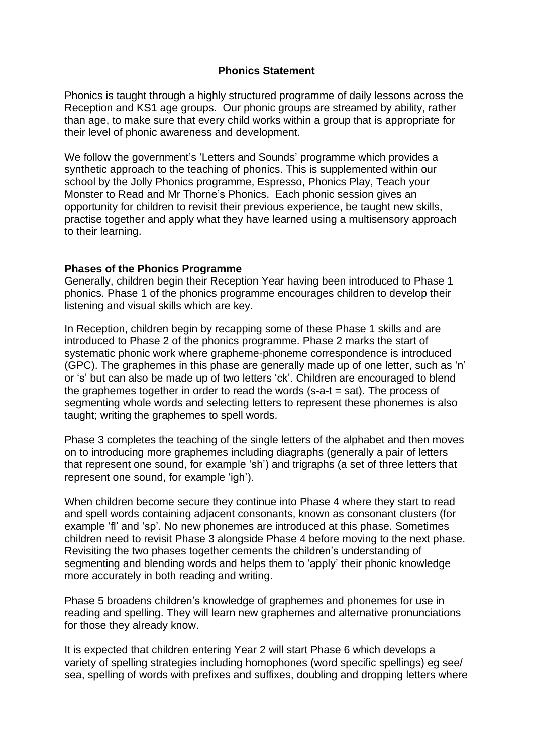## Phonics Statement

Phonics is taught through a highly structured programme of daily lessons across the Reception and KS1 age groups. Our phonic groups are streamed by ability, rather than age, to make sure that every child works within a group that is appropriate for their level of phonic awareness and development.

We follow the government's 'Letters and Sounds' programme which provides a synthetic approach to the teaching of phonics. This is supplemented within our school by the Jolly Phonics programme, Espresso, Phonics Play, Teach your Monster to Read and Mr Thorne's Phonics. Each phonic session gives an opportunity for children to revisit their previous experience, be taught new skills, practise together and apply what they have learned using a multisensory approach to their learning.

### Phases of the Phonics Programme

Generally, children begin their Reception Year having been introduced to Phase 1 phonics. Phase 1 of the phonics programme encourages children to develop their listening and visual skills which are key.

In Reception, children begin by recapping some of these Phase 1 skills and are introduced to Phase 2 of the phonics programme. Phase 2 marks the start of systematic phonic work where grapheme-phoneme correspondence is introduced (GPC). The graphemes in this phase are generally made up of one letter, such as 'n' or 's' but can also be made up of two letters 'ck'. Children are encouraged to blend the graphemes together in order to read the words (s-a-t = sat). The process of segmenting whole words and selecting letters to represent these phonemes is also taught; writing the graphemes to spell words.

Phase 3 completes the teaching of the single letters of the alphabet and then moves on to introducing more graphemes including diagraphs (generally a pair of letters that represent one sound, for example 'sh') and trigraphs (a set of three letters that represent one sound, for example 'igh').

When children become secure they continue into Phase 4 where they start to read and spell words containing adjacent consonants, known as consonant clusters (for example 'fl' and 'sp'. No new phonemes are introduced at this phase. Sometimes children need to revisit Phase 3 alongside Phase 4 before moving to the next phase. Revisiting the two phases together cements the children's understanding of segmenting and blending words and helps them to 'apply' their phonic knowledge more accurately in both reading and writing.

Phase 5 broadens children's knowledge of graphemes and phonemes for use in reading and spelling. They will learn new graphemes and alternative pronunciations for those they already know.

It is expected that children entering Year 2 will start Phase 6 which develops a variety of spelling strategies including homophones (word specific spellings) eg see/ sea, spelling of words with prefixes and suffixes, doubling and dropping letters where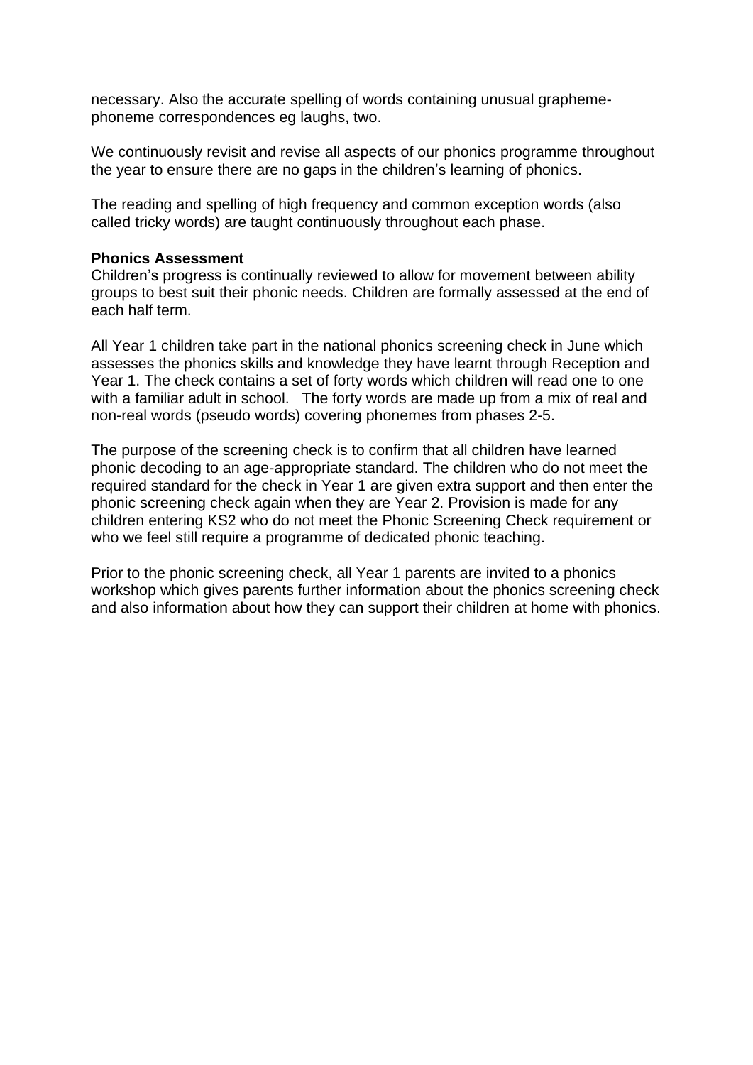necessary. Also the accurate spelling of words containing unusual grapheme-phoneme correspondences eg laughs, two.

We continuously revisit and revise all aspects of our phonics programme throughout the year to ensure there are no gaps in the children's learning of phonics.

The reading and spelling of high frequency and common exception words (also called tricky words) are taught continuously throughout each phase.

**Phonics Assessment**

Children's progress is continually reviewed to allow for movement between ability groups to best suit their phonic needs. Children are formally assessed at the end of each half term.

All Year 1 children take part in the national phonics screening check in June which assesses the phonics skills and knowledge they have learnt through Reception and Year 1. The check contains a set of forty words which children will read one to one with a familiar adult in school. The forty words are made up from a mix of real and non-real words (pseudo words) covering phonemes from phases 2-5.

The purpose of the screening check is to confirm that all children have learned phonic decoding to an age-appropriate standard. The children who do not meet the required standard for the check in Year 1 are given extra support and then enter the phonic screening check again when they are Year 2. Provision is made for any children entering KS2 who do not meet the Phonic Screening Check requirement or who we feel still require a programme of dedicated phonic teaching.

Prior to the phonic screening check, all Year 1 parents are invited to a phonics workshop which gives parents further information about the phonics screening check and also information about how they can support their children at home with phonics.